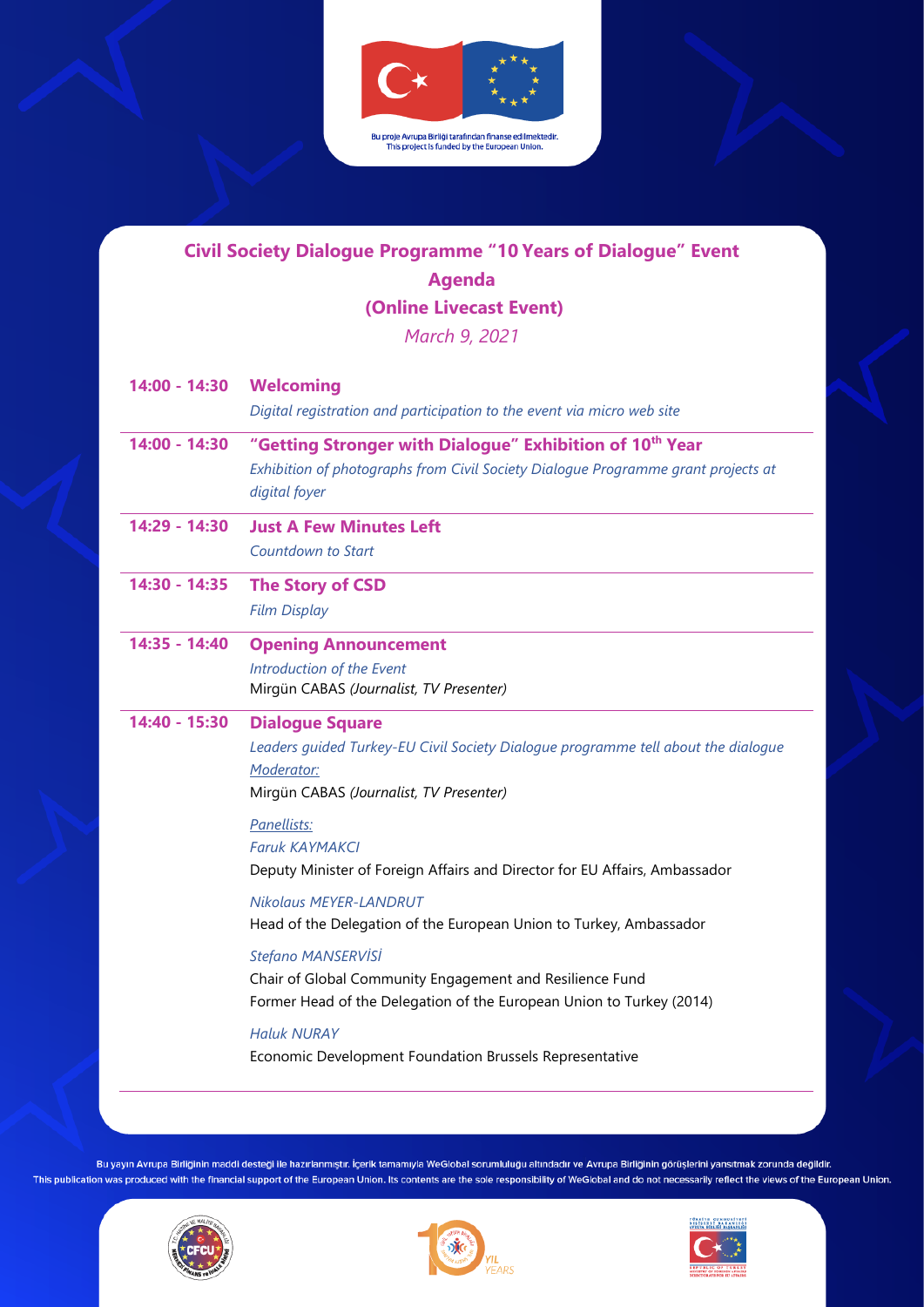Bu proje Avrupa Birliği tarafından finanse edilmektedir.
This project is funded by the European Union.

# Civil Society Dialogue Programme "10 Years of Dialogue" Event

## Agenda

## (Online Livecast Event)

*March 9, 2021*

| | |
|---|---|
| **14:00 - 14:30** | **Welcoming**<br>*Digital registration and participation to the event via micro web site* |
| **14:00 - 14:30** | **"Getting Stronger with Dialogue" Exhibition of 10th Year**<br>*Exhibition of photographs from Civil Society Dialogue Programme grant projects at digital foyer* |
| **14:29 - 14:30** | **Just A Few Minutes Left**<br>*Countdown to Start* |
| **14:30 - 14:35** | **The Story of CSD**<br>*Film Display* |
| **14:35 - 14:40** | **Opening Announcement**<br>*Introduction of the Event*<br>Mirgün CABAS *(Journalist, TV Presenter)* |
| **14:40 - 15:30** | **Dialogue Square**<br>*Leaders guided Turkey-EU Civil Society Dialogue programme tell about the dialogue*<br>*Moderator:*<br>Mirgün CABAS *(Journalist, TV Presenter)*<br><br>*Panellists:*<br>*Faruk KAYMAKCI*<br>Deputy Minister of Foreign Affairs and Director for EU Affairs, Ambassador<br><br>*Nikolaus MEYER-LANDRUT*<br>Head of the Delegation of the European Union to Turkey, Ambassador<br><br>*Stefano MANSERVİSİ*<br>Chair of Global Community Engagement and Resilience Fund<br>Former Head of the Delegation of the European Union to Turkey (2014)<br><br>*Haluk NURAY*<br>Economic Development Foundation Brussels Representative |

Bu yayın Avrupa Birliğinin maddi desteği ile hazırlanmıştır. İçerik tamamıyla WeGlobal sorumluluğu altındadır ve Avrupa Birliğinin görüşlerini yansıtmak zorunda değildir.
This publication was produced with the financial support of the European Union. Its contents are the sole responsibility of WeGlobal and do not necessarily reflect the views of the European Union.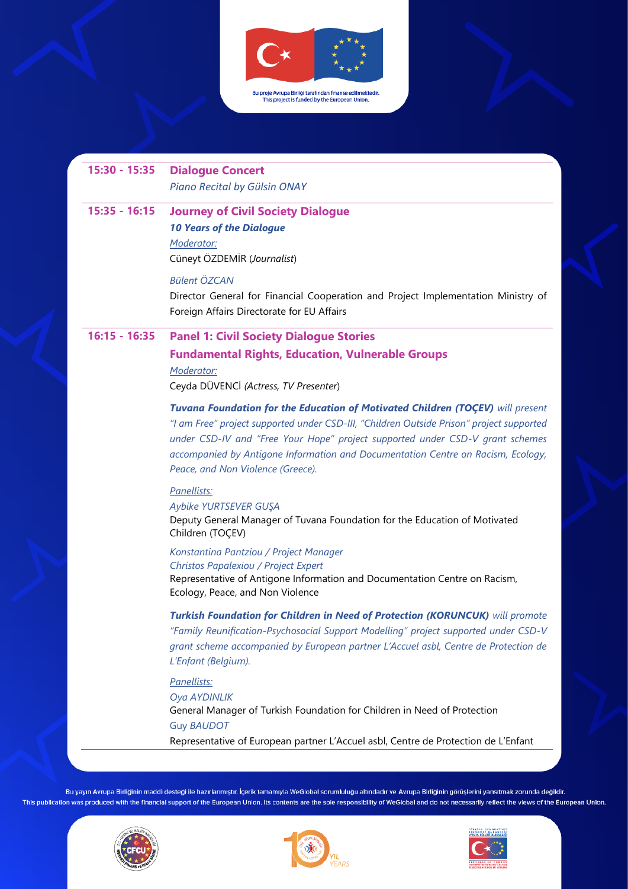Bu proje Avrupa Birliği tarafından finanse edilmektedir.
This project is funded by the European Union.

**15:30 - 15:35** **Dialogue Concert**

*Piano Recital by Gülsin ONAY*

**15:35 - 16:15** **Journey of Civil Society Dialogue**

***10 Years of the Dialogue***

*Moderator:*

Cüneyt ÖZDEMİR (*Journalist*)

*Bülent ÖZCAN*

Director General for Financial Cooperation and Project Implementation Ministry of Foreign Affairs Directorate for EU Affairs

**16:15 - 16:35** **Panel 1: Civil Society Dialogue Stories**

**Fundamental Rights, Education, Vulnerable Groups**

*Moderator:*

Ceyda DÜVENCİ *(Actress, TV Presenter*)

***Tuvana Foundation for the Education of Motivated Children (TOÇEV)*** *will present "I am Free" project supported under CSD-III, "Children Outside Prison" project supported under CSD-IV and "Free Your Hope" project supported under CSD-V grant schemes accompanied by Antigone Information and Documentation Centre on Racism, Ecology, Peace, and Non Violence (Greece).*

*Panellists:*

*Aybike YURTSEVER GUŞA*

Deputy General Manager of Tuvana Foundation for the Education of Motivated Children (TOÇEV)

*Konstantina Pantziou / Project Manager*

*Christos Papalexiou / Project Expert*

Representative of Antigone Information and Documentation Centre on Racism, Ecology, Peace, and Non Violence

***Turkish Foundation for Children in Need of Protection (KORUNCUK)*** *will promote "Family Reunification-Psychosocial Support Modelling" project supported under CSD-V grant scheme accompanied by European partner L'Accuel asbl, Centre de Protection de L'Enfant (Belgium).*

*Panellists:*

*Oya AYDINLIK*

General Manager of Turkish Foundation for Children in Need of Protection

Guy *BAUDOT*

Representative of European partner L'Accuel asbl, Centre de Protection de L'Enfant

Bu yayın Avrupa Birliğinin maddi desteği ile hazırlanmıştır. İçerik tamamıyla WeGlobal sorumluluğu altındadır ve Avrupa Birliğinin görüşlerini yansıtmak zorunda değildir.
This publication was produced with the financial support of the European Union. Its contents are the sole responsibility of WeGlobal and do not necessarily reflect the views of the European Union.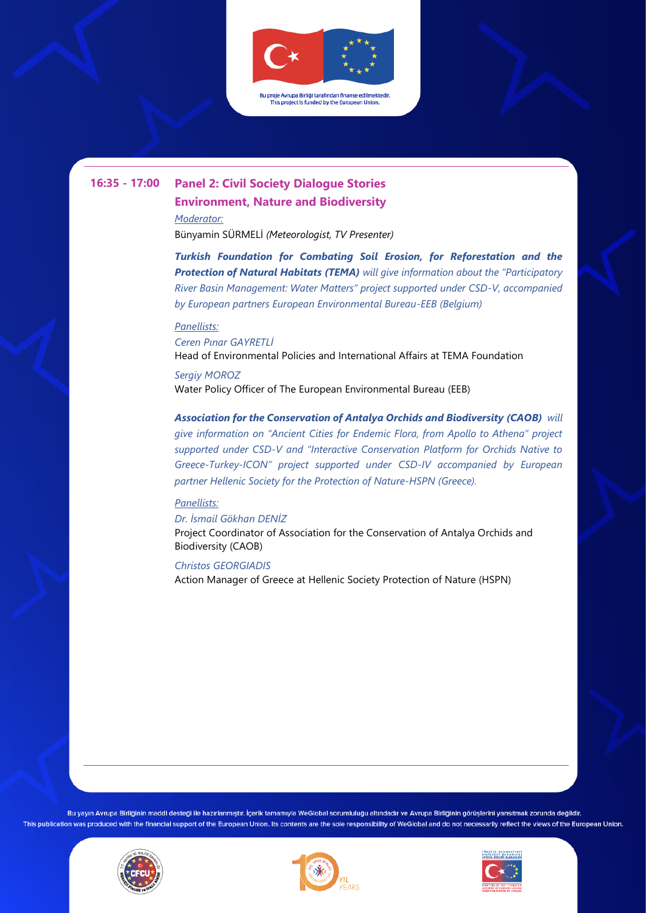Bu proje Avrupa Birliği tarafından finanse edilmektedir.
This project is funded by the European Union.

**16:35 - 17:00** **Panel 2: Civil Society Dialogue Stories**
**Environment, Nature and Biodiversity**

*Moderator:*
Bünyamin SÜRMELİ *(Meteorologist, TV Presenter)*

***Turkish Foundation for Combating Soil Erosion, for Reforestation and the Protection of Natural Habitats (TEMA)*** *will give information about the "Participatory River Basin Management: Water Matters" project supported under CSD-V, accompanied by European partners European Environmental Bureau-EEB (Belgium)*

*Panellists:*

*Ceren Pınar GAYRETLİ*
Head of Environmental Policies and International Affairs at TEMA Foundation

*Sergiy MOROZ*
Water Policy Officer of The European Environmental Bureau (EEB)

***Association for the Conservation of Antalya Orchids and Biodiversity (CAOB)*** *will give information on "Ancient Cities for Endemic Flora, from Apollo to Athena" project supported under CSD-V and "Interactive Conservation Platform for Orchids Native to Greece-Turkey-ICON" project supported under CSD-IV accompanied by European partner Hellenic Society for the Protection of Nature-HSPN (Greece).*

*Panellists:*

*Dr. İsmail Gökhan DENİZ*
Project Coordinator of Association for the Conservation of Antalya Orchids and Biodiversity (CAOB)

*Christos GEORGIADIS*
Action Manager of Greece at Hellenic Society Protection of Nature (HSPN)

Bu yayın Avrupa Birliğinin maddi desteği ile hazırlanmıştır. İçerik tamamıyla WeGlobal sorumluluğu altındadır ve Avrupa Birliğinin görüşlerini yansıtmak zorunda değildir.
This publication was produced with the financial support of the European Union. Its contents are the sole responsibility of WeGlobal and do not necessarily reflect the views of the European Union.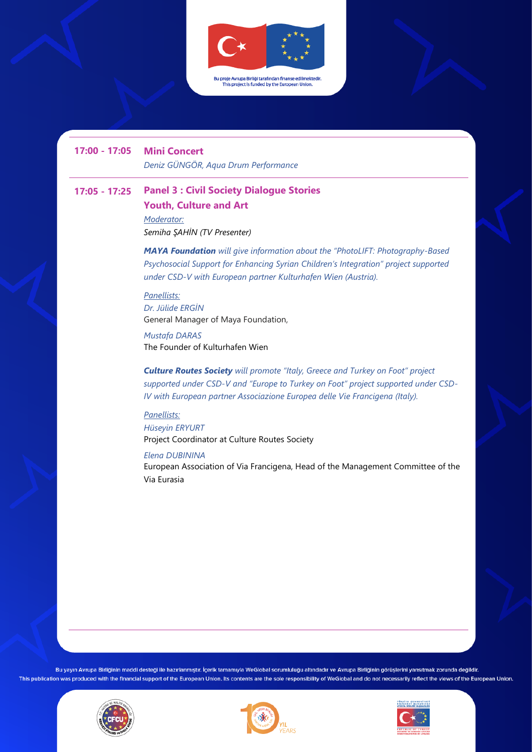Bu proje Avrupa Birliği tarafından finanse edilmektedir.
This project is funded by the European Union.

**17:00 - 17:05** **Mini Concert**

*Deniz GÜNGÖR, Aqua Drum Performance*

**17:05 - 17:25** **Panel 3 : Civil Society Dialogue Stories**

**Youth, Culture and Art**

*Moderator:*

*Semiha ŞAHİN (TV Presenter)*

***MAYA Foundation*** *will give information about the "PhotoLIFT: Photography-Based Psychosocial Support for Enhancing Syrian Children's Integration" project supported under CSD-V with European partner Kulturhafen Wien (Austria).*

*Panellists:*

*Dr. Jülide ERGİN*

General Manager of Maya Foundation,

*Mustafa DARAS*

The Founder of Kulturhafen Wien

***Culture Routes Society*** *will promote "Italy, Greece and Turkey on Foot" project supported under CSD-V and "Europe to Turkey on Foot" project supported under CSD-IV with European partner Associazione Europea delle Vie Francigena (Italy).*

*Panellists:*

*Hüseyin ERYURT*

Project Coordinator at Culture Routes Society

*Elena DUBININA*

European Association of Via Francigena, Head of the Management Committee of the Via Eurasia

Bu yayın Avrupa Birliğinin maddi desteği ile hazırlanmıştır. İçerik tamamıyla WeGlobal sorumluluğu altındadır ve Avrupa Birliğinin görüşlerini yansıtmak zorunda değildir.
This publication was produced with the financial support of the European Union. Its contents are the sole responsibility of WeGlobal and do not necessarily reflect the views of the European Union.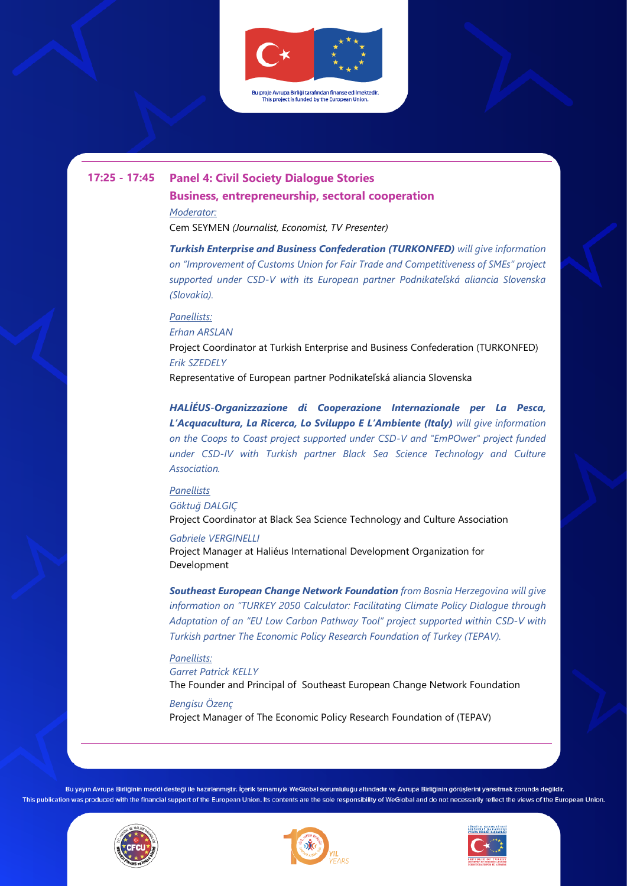Bu proje Avrupa Birliği tarafından finanse edilmektedir.
This project is funded by the European Union.

**17:25 - 17:45** **Panel 4: Civil Society Dialogue Stories**

**Business, entrepreneurship, sectoral cooperation**

*Moderator:*

Cem SEYMEN *(Journalist, Economist, TV Presenter)*

***Turkish Enterprise and Business Confederation (TURKONFED)*** *will give information on "Improvement of Customs Union for Fair Trade and Competitiveness of SMEs" project supported under CSD-V with its European partner Podnikateľská aliancia Slovenska (Slovakia).*

*Panellists:*

*Erhan ARSLAN*

Project Coordinator at Turkish Enterprise and Business Confederation (TURKONFED)

*Erik SZEDELY*

Representative of European partner Podnikateľská aliancia Slovenska

***HALİÉUS-Organizzazione di Cooperazione Internazionale per La Pesca, L'Acquacultura, La Ricerca, Lo Sviluppo E L'Ambiente (Italy)*** *will give information on the Coops to Coast project supported under CSD-V and "EmPOwer" project funded under CSD-IV with Turkish partner Black Sea Science Technology and Culture Association.*

*Panellists*

*Göktuğ DALGIÇ*

Project Coordinator at Black Sea Science Technology and Culture Association

*Gabriele VERGINELLI*

Project Manager at Haliéus International Development Organization for Development

***Southeast European Change Network Foundation*** *from Bosnia Herzegovina will give information on "TURKEY 2050 Calculator: Facilitating Climate Policy Dialogue through Adaptation of an "EU Low Carbon Pathway Tool" project supported within CSD-V with Turkish partner The Economic Policy Research Foundation of Turkey (TEPAV).*

*Panellists:*

*Garret Patrick KELLY*

The Founder and Principal of Southeast European Change Network Foundation

*Bengisu Özenç*

Project Manager of The Economic Policy Research Foundation of (TEPAV)

Bu yayın Avrupa Birliğinin maddi desteği ile hazırlanmıştır. İçerik tamamıyla WeGlobal sorumluluğu altındadır ve Avrupa Birliğinin görüşlerini yansıtmak zorunda değildir.

This publication was produced with the financial support of the European Union. Its contents are the sole responsibility of WeGlobal and do not necessarily reflect the views of the European Union.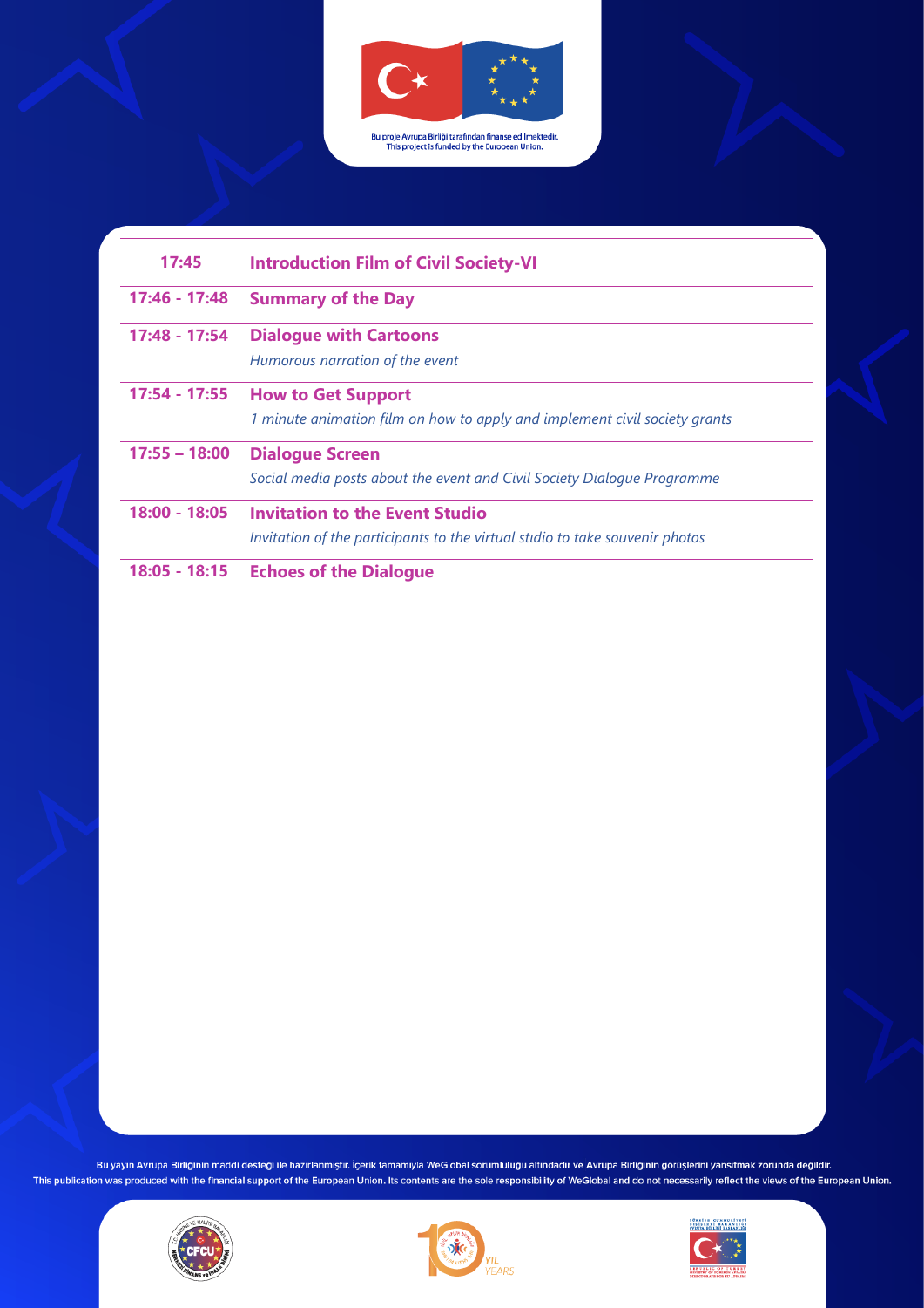Bu proje Avrupa Birliği tarafından finanse edilmektedir.
This project is funded by the European Union.

| | |
|---|---|
| **17:45** | **Introduction Film of Civil Society-VI** |
| **17:46 - 17:48** | **Summary of the Day** |
| **17:48 - 17:54** | **Dialogue with Cartoons**<br>*Humorous narration of the event* |
| **17:54 - 17:55** | **How to Get Support**<br>*1 minute animation film on how to apply and implement civil society grants* |
| **17:55 – 18:00** | **Dialogue Screen**<br>*Social media posts about the event and Civil Society Dialogue Programme* |
| **18:00 - 18:05** | **Invitation to the Event Studio**<br>*Invitation of the participants to the virtual stıdio to take souvenir photos* |
| **18:05 - 18:15** | **Echoes of the Dialogue** |

Bu yayın Avrupa Birliğinin maddi desteği ile hazırlanmıştır. İçerik tamamıyla WeGlobal sorumluluğu altındadır ve Avrupa Birliğinin görüşlerini yansıtmak zorunda değildir.
This publication was produced with the financial support of the European Union. Its contents are the sole responsibility of WeGlobal and do not necessarily reflect the views of the European Union.